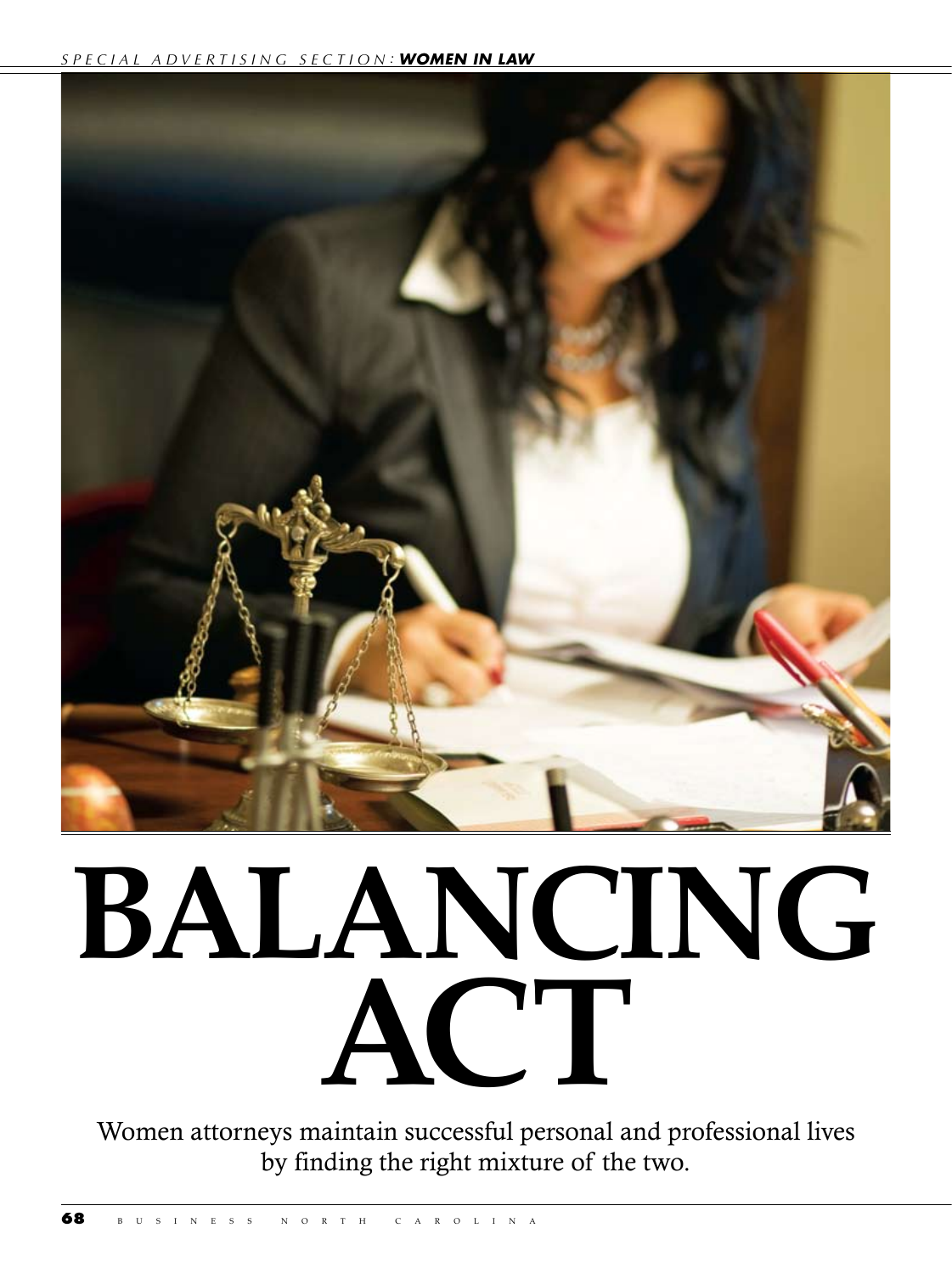# BALANCING ACT

Women attorneys maintain successful personal and professional lives by finding the right mixture of the two.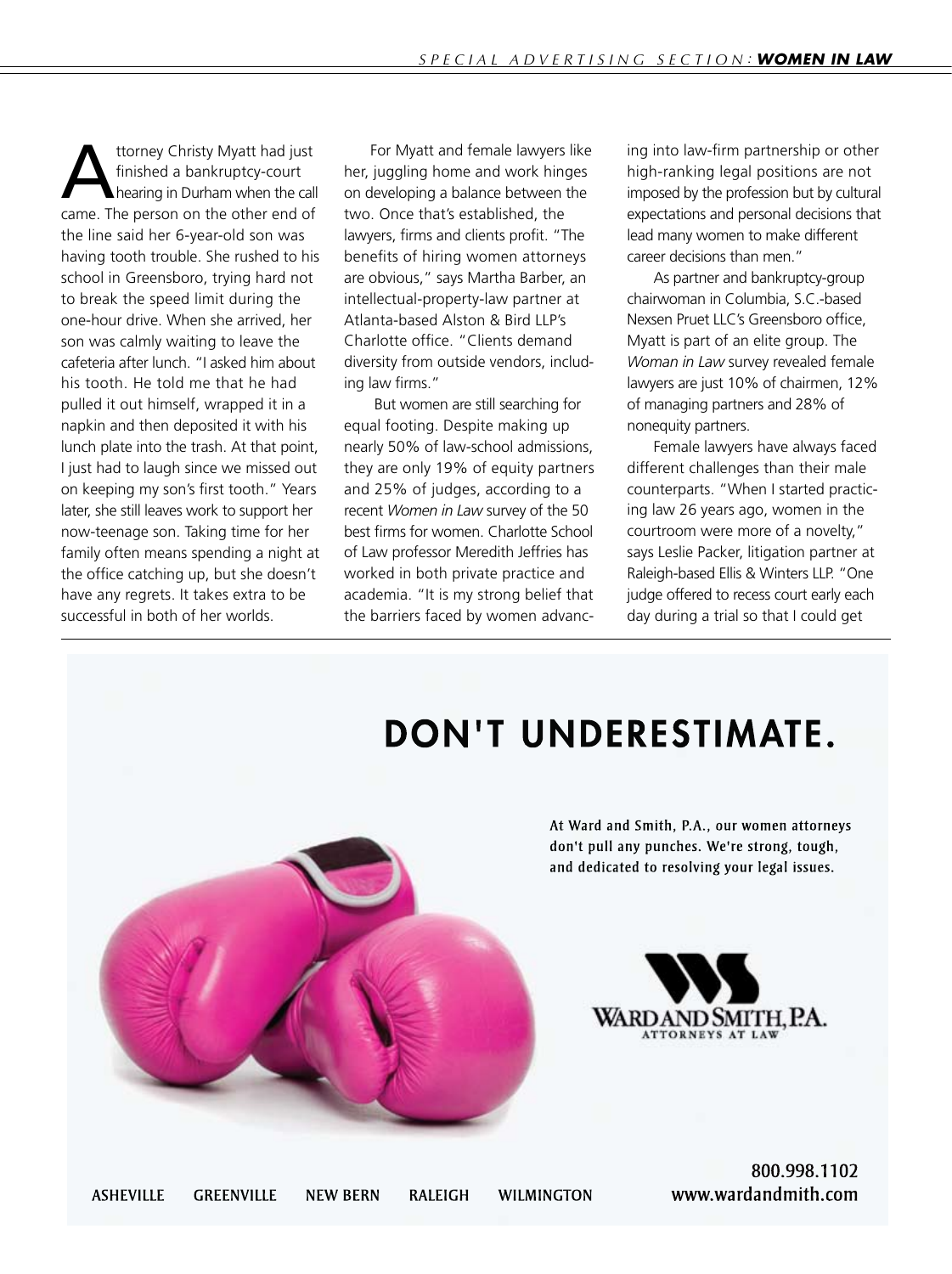Attorney Christy Myatt had just finished a bankruptcy-court hearing in Durham when the call came. The person on the other end of the line said her 6-year-old son was having tooth trouble. She rushed to his school in Greensboro, trying hard not to break the speed limit during the one-hour drive. When she arrived, her son was calmly waiting to leave the cafeteria after lunch. "I asked him about his tooth. He told me that he had pulled it out himself, wrapped it in a napkin and then deposited it with his lunch plate into the trash. At that point, I just had to laugh since we missed out on keeping my son's first tooth." Years later, she still leaves work to support her now-teenage son. Taking time for her family often means spending a night at the office catching up, but she doesn't have any regrets. It takes extra to be successful in both of her worlds.

For Myatt and female lawyers like her, juggling home and work hinges on developing a balance between the two. Once that's established, the lawyers, firms and clients profit. "The benefits of hiring women attorneys are obvious," says Martha Barber, an intellectual-property-law partner at Atlanta-based Alston & Bird LLP's Charlotte office. "Clients demand diversity from outside vendors, including law firms."

But women are still searching for equal footing. Despite making up nearly 50% of law-school admissions, they are only 19% of equity partners and 25% of judges, according to a recent *Women in Law* survey of the 50 best firms for women. Charlotte School of Law professor Meredith Jeffries has worked in both private practice and academia. "It is my strong belief that the barriers faced by women advancing into law-firm partnership or other high-ranking legal positions are not imposed by the profession but by cultural expectations and personal decisions that lead many women to make different career decisions than men."

As partner and bankruptcy-group chairwoman in Columbia, S.C.-based Nexsen Pruet LLC's Greensboro office, Myatt is part of an elite group. The *Woman in Law* survey revealed female lawyers are just 10% of chairmen, 12% of managing partners and 28% of nonequity partners.

Female lawyers have always faced different challenges than their male counterparts. "When I started practicing law 26 years ago, women in the courtroom were more of a novelty," says Leslie Packer, litigation partner at Raleigh-based Ellis & Winters LLP. "One judge offered to recess court early each day during a trial so that I could get

# DON'T UNDERESTIMATE.

At Ward and Smith, P.A., our women attorneys don't pull any punches. We're strong, tough, and dedicated to resolving your legal issues.

WARD AND SMITH, P.A.
ATTORNEYS AT LAW

ASHEVILLE GREENVILLE NEW BERN RALEIGH WILMINGTON

800.998.1102
www.wardandmith.com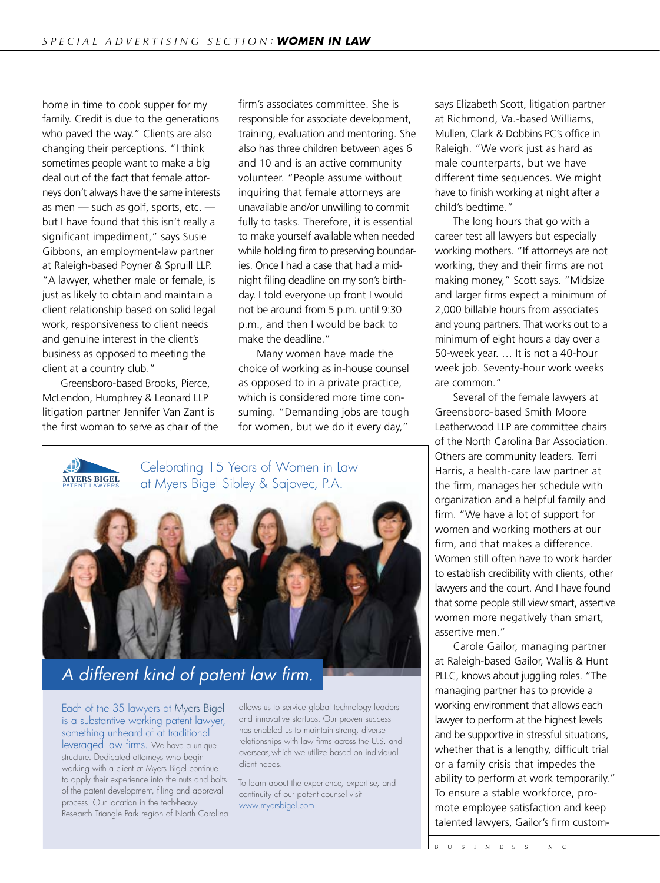home in time to cook supper for my family. Credit is due to the generations who paved the way." Clients are also changing their perceptions. "I think sometimes people want to make a big deal out of the fact that female attorneys don't always have the same interests as men — such as golf, sports, etc. — but I have found that this isn't really a significant impediment," says Susie Gibbons, an employment-law partner at Raleigh-based Poyner & Spruill LLP. "A lawyer, whether male or female, is just as likely to obtain and maintain a client relationship based on solid legal work, responsiveness to client needs and genuine interest in the client's business as opposed to meeting the client at a country club."

Greensboro-based Brooks, Pierce, McLendon, Humphrey & Leonard LLP litigation partner Jennifer Van Zant is the first woman to serve as chair of the firm's associates committee. She is responsible for associate development, training, evaluation and mentoring. She also has three children between ages 6 and 10 and is an active community volunteer. "People assume without inquiring that female attorneys are unavailable and/or unwilling to commit fully to tasks. Therefore, it is essential to make yourself available when needed while holding firm to preserving boundaries. Once I had a case that had a midnight filing deadline on my son's birthday. I told everyone up front I would not be around from 5 p.m. until 9:30 p.m., and then I would be back to make the deadline."

Many women have made the choice of working as in-house counsel as opposed to in a private practice, which is considered more time consuming. "Demanding jobs are tough for women, but we do it every day," says Elizabeth Scott, litigation partner at Richmond, Va.-based Williams, Mullen, Clark & Dobbins PC's office in Raleigh. "We work just as hard as male counterparts, but we have different time sequences. We might have to finish working at night after a child's bedtime."

The long hours that go with a career test all lawyers but especially working mothers. "If attorneys are not working, they and their firms are not making money," Scott says. "Midsize and larger firms expect a minimum of 2,000 billable hours from associates and young partners. That works out to a minimum of eight hours a day over a 50-week year. … It is not a 40-hour week job. Seventy-hour work weeks are common."

Several of the female lawyers at Greensboro-based Smith Moore Leatherwood LLP are committee chairs of the North Carolina Bar Association. Others are community leaders. Terri Harris, a health-care law partner at the firm, manages her schedule with organization and a helpful family and firm. "We have a lot of support for women and working mothers at our firm, and that makes a difference. Women still often have to work harder to establish credibility with clients, other lawyers and the court. And I have found that some people still view smart, assertive women more negatively than smart, assertive men."

Carole Gailor, managing partner at Raleigh-based Gailor, Wallis & Hunt PLLC, knows about juggling roles. "The managing partner has to provide a working environment that allows each lawyer to perform at the highest levels and be supportive in stressful situations, whether that is a lengthy, difficult trial or a family crisis that impedes the ability to perform at work temporarily." To ensure a stable workforce, promote employee satisfaction and keep talented lawyers, Gailor's firm custom-

---

MYERS BIGEL PATENT LAWYERS

Celebrating 15 Years of Women in Law at Myers Bigel Sibley & Sajovec, P.A.

*A different kind of patent law firm.*

Each of the 35 lawyers at Myers Bigel is a substantive working patent lawyer, something unheard of at traditional leveraged law firms. We have a unique structure. Dedicated attorneys who begin working with a client at Myers Bigel continue to apply their experience into the nuts and bolts of the patent development, filing and approval process. Our location in the tech-heavy Research Triangle Park region of North Carolina allows us to service global technology leaders and innovative startups. Our proven success has enabled us to maintain strong, diverse relationships with law firms across the U.S. and overseas which we utilize based on individual client needs.

To learn about the experience, expertise, and continuity of our patent counsel visit www.myersbigel.com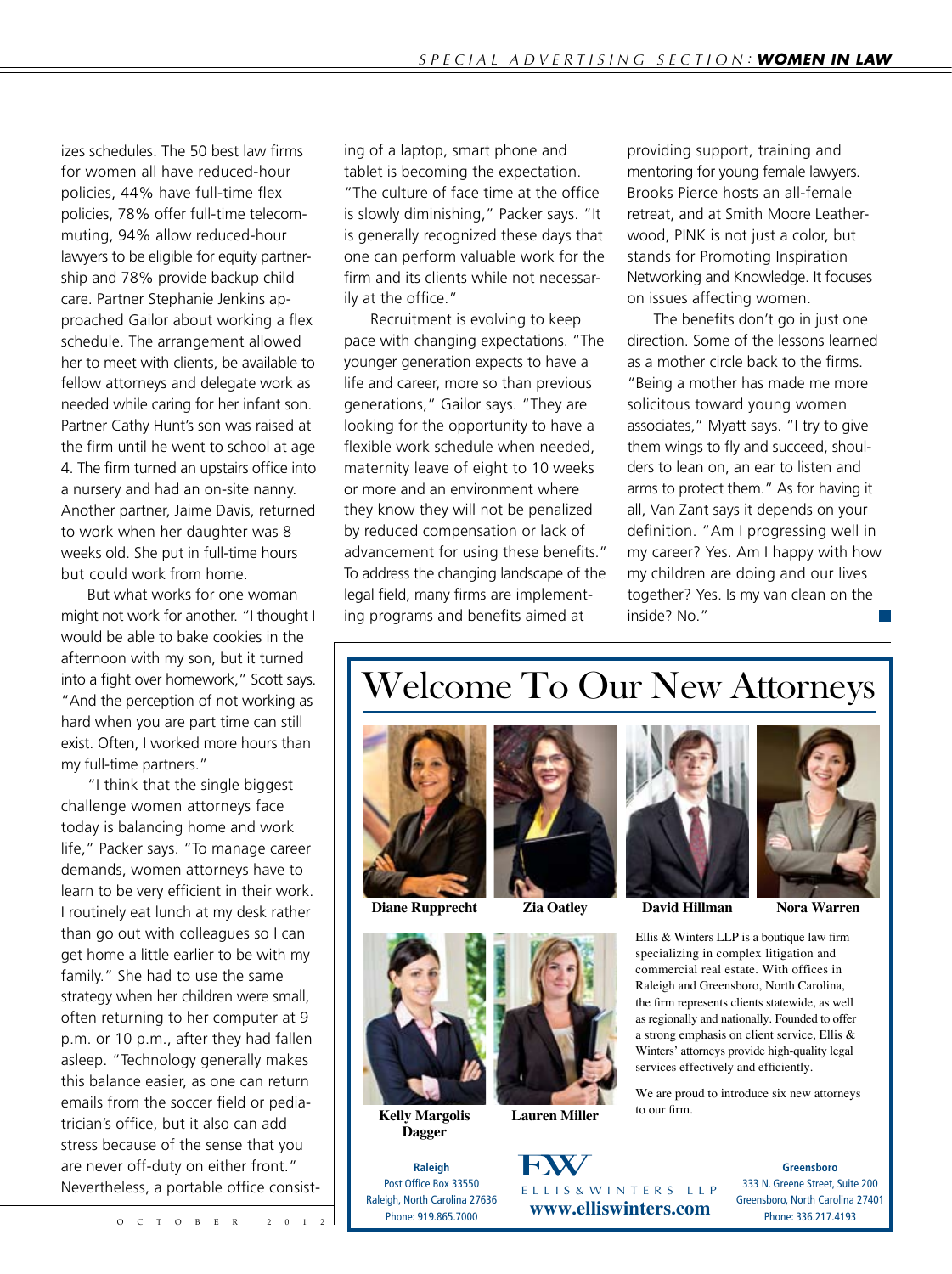izes schedules. The 50 best law firms for women all have reduced-hour policies, 44% have full-time flex policies, 78% offer full-time telecommuting, 94% allow reduced-hour lawyers to be eligible for equity partnership and 78% provide backup child care. Partner Stephanie Jenkins approached Gailor about working a flex schedule. The arrangement allowed her to meet with clients, be available to fellow attorneys and delegate work as needed while caring for her infant son. Partner Cathy Hunt's son was raised at the firm until he went to school at age 4. The firm turned an upstairs office into a nursery and had an on-site nanny. Another partner, Jaime Davis, returned to work when her daughter was 8 weeks old. She put in full-time hours but could work from home.

But what works for one woman might not work for another. "I thought I would be able to bake cookies in the afternoon with my son, but it turned into a fight over homework," Scott says. "And the perception of not working as hard when you are part time can still exist. Often, I worked more hours than my full-time partners."

"I think that the single biggest challenge women attorneys face today is balancing home and work life," Packer says. "To manage career demands, women attorneys have to learn to be very efficient in their work. I routinely eat lunch at my desk rather than go out with colleagues so I can get home a little earlier to be with my family." She had to use the same strategy when her children were small, often returning to her computer at 9 p.m. or 10 p.m., after they had fallen asleep. "Technology generally makes this balance easier, as one can return emails from the soccer field or pediatrician's office, but it also can add stress because of the sense that you are never off-duty on either front." Nevertheless, a portable office consisting of a laptop, smart phone and tablet is becoming the expectation. "The culture of face time at the office is slowly diminishing," Packer says. "It is generally recognized these days that one can perform valuable work for the firm and its clients while not necessarily at the office."

Recruitment is evolving to keep pace with changing expectations. "The younger generation expects to have a life and career, more so than previous generations," Gailor says. "They are looking for the opportunity to have a flexible work schedule when needed, maternity leave of eight to 10 weeks or more and an environment where they know they will not be penalized by reduced compensation or lack of advancement for using these benefits." To address the changing landscape of the legal field, many firms are implementing programs and benefits aimed at providing support, training and mentoring for young female lawyers. Brooks Pierce hosts an all-female retreat, and at Smith Moore Leatherwood, PINK is not just a color, but stands for Promoting Inspiration Networking and Knowledge. It focuses on issues affecting women.

The benefits don't go in just one direction. Some of the lessons learned as a mother circle back to the firms. "Being a mother has made me more solicitous toward young women associates," Myatt says. "I try to give them wings to fly and succeed, shoulders to lean on, an ear to listen and arms to protect them." As for having it all, Van Zant says it depends on your definition. "Am I progressing well in my career? Yes. Am I happy with how my children are doing and our lives together? Yes. Is my van clean on the inside? No."

# Welcome To Our New Attorneys

**Diane Rupprecht** **Zia Oatley** **David Hillman** **Nora Warren**

**Kelly Margolis Dagger** **Lauren Miller**

Ellis & Winters LLP is a boutique law firm specializing in complex litigation and commercial real estate. With offices in Raleigh and Greensboro, North Carolina, the firm represents clients statewide, as well as regionally and nationally. Founded to offer a strong emphasis on client service, Ellis & Winters' attorneys provide high-quality legal services effectively and efficiently.

We are proud to introduce six new attorneys to our firm.

**Raleigh**
Post Office Box 33550
Raleigh, North Carolina 27636
Phone: 919.865.7000

EW
ELLIS & WINTERS LLP
**www.elliswinters.com**

**Greensboro**
333 N. Greene Street, Suite 200
Greensboro, North Carolina 27401
Phone: 336.217.4193